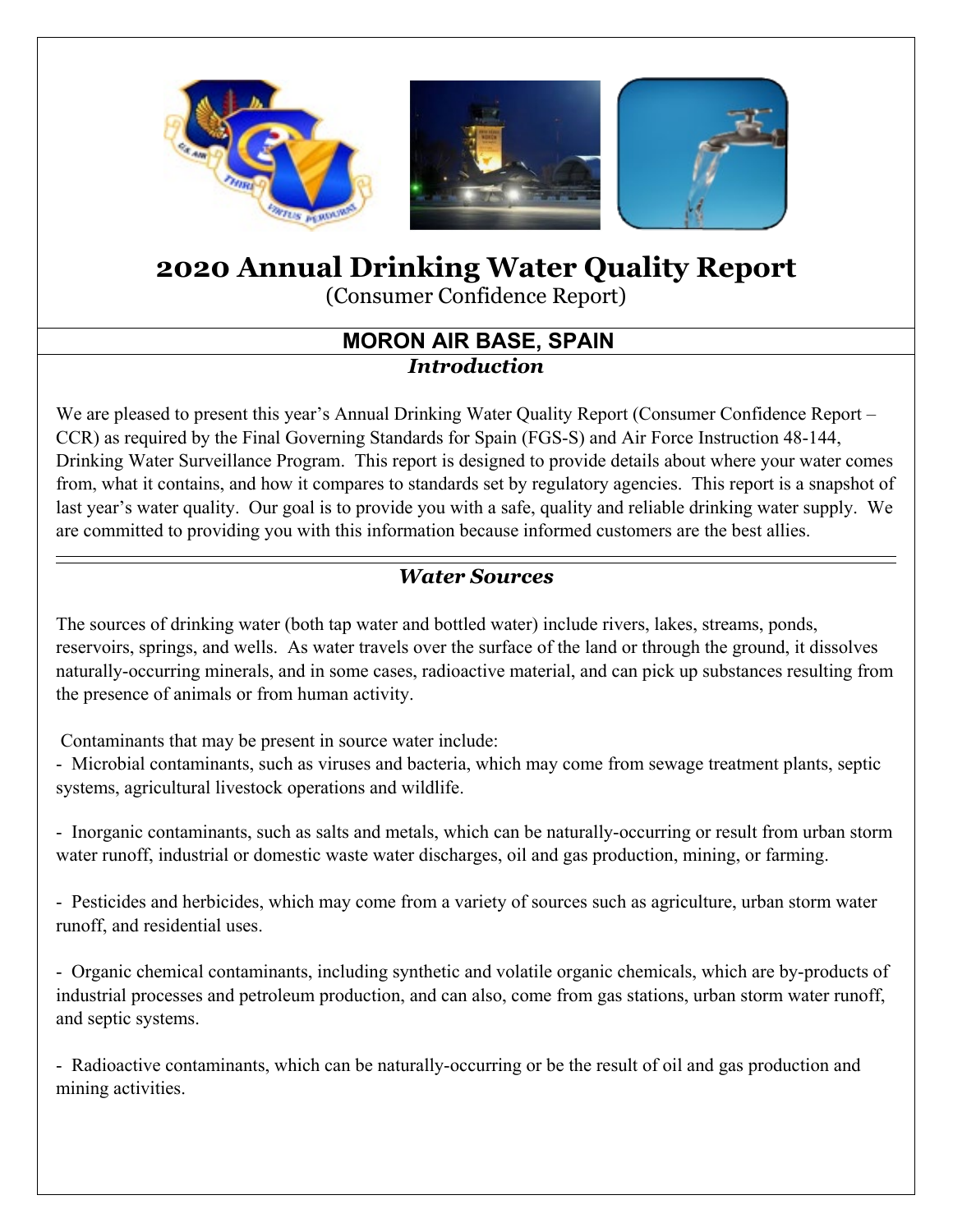# 2020 Annual Drinking Water Quality Report

(Consumer Confidence Report)

## MORON AIR BASE, SPAIN

### *Introduction*

We are pleased to present this year's Annual Drinking Water Quality Report (Consumer Confidence Report – CCR) as required by the Final Governing Standards for Spain (FGS-S) and Air Force Instruction 48-144, Drinking Water Surveillance Program. This report is designed to provide details about where your water comes from, what it contains, and how it compares to standards set by regulatory agencies. This report is a snapshot of last year's water quality. Our goal is to provide you with a safe, quality and reliable drinking water supply. We are committed to providing you with this information because informed customers are the best allies.

### *Water Sources*

The sources of drinking water (both tap water and bottled water) include rivers, lakes, streams, ponds, reservoirs, springs, and wells. As water travels over the surface of the land or through the ground, it dissolves naturally-occurring minerals, and in some cases, radioactive material, and can pick up substances resulting from the presence of animals or from human activity.

Contaminants that may be present in source water include:

- Microbial contaminants, such as viruses and bacteria, which may come from sewage treatment plants, septic systems, agricultural livestock operations and wildlife.

- Inorganic contaminants, such as salts and metals, which can be naturally-occurring or result from urban storm water runoff, industrial or domestic waste water discharges, oil and gas production, mining, or farming.

- Pesticides and herbicides, which may come from a variety of sources such as agriculture, urban storm water runoff, and residential uses.

- Organic chemical contaminants, including synthetic and volatile organic chemicals, which are by-products of industrial processes and petroleum production, and can also, come from gas stations, urban storm water runoff, and septic systems.

- Radioactive contaminants, which can be naturally-occurring or be the result of oil and gas production and mining activities.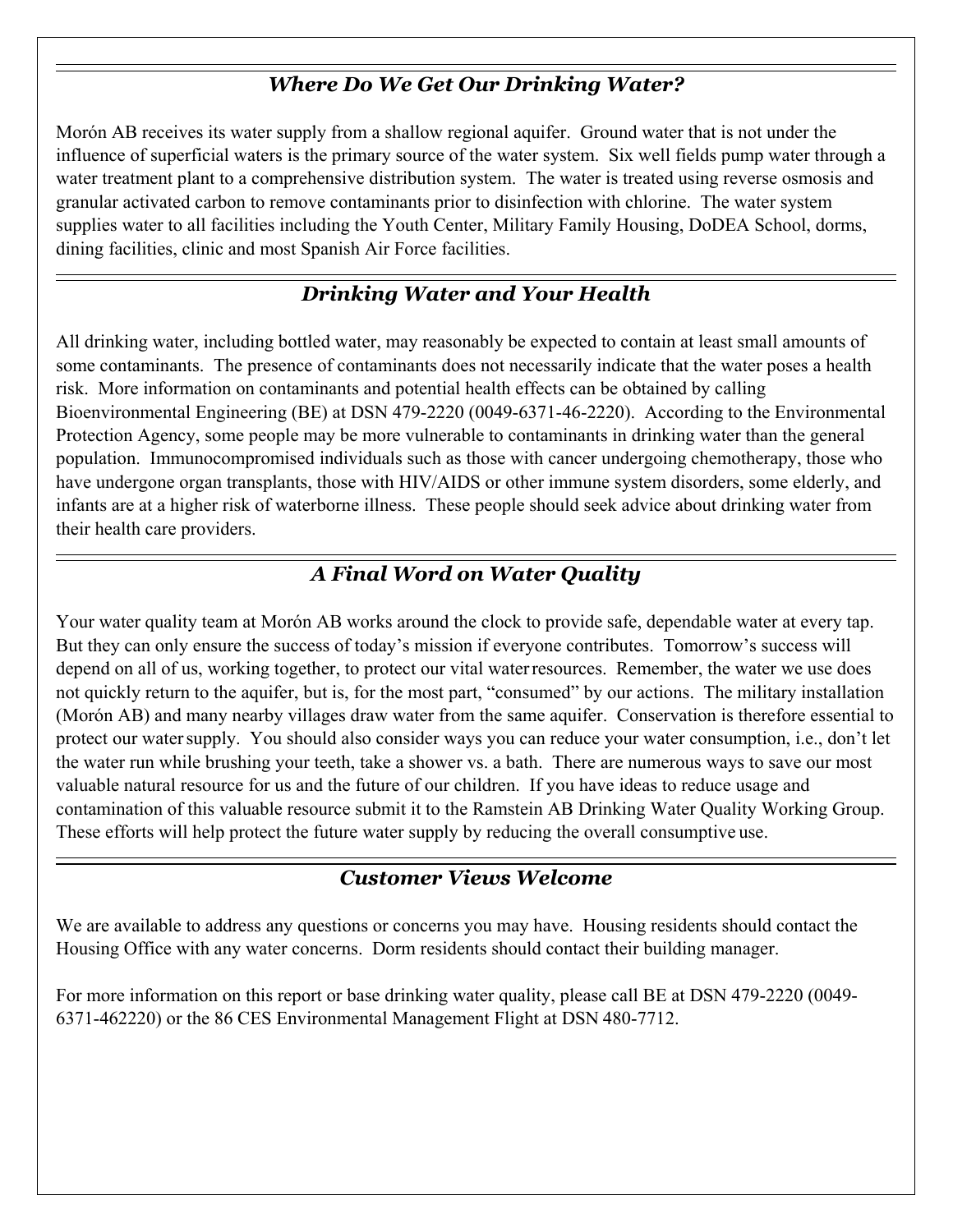## *Where Do We Get Our Drinking Water?*

Morón AB receives its water supply from a shallow regional aquifer. Ground water that is not under the influence of superficial waters is the primary source of the water system. Six well fields pump water through a water treatment plant to a comprehensive distribution system. The water is treated using reverse osmosis and granular activated carbon to remove contaminants prior to disinfection with chlorine. The water system supplies water to all facilities including the Youth Center, Military Family Housing, DoDEA School, dorms, dining facilities, clinic and most Spanish Air Force facilities.

## *Drinking Water and Your Health*

All drinking water, including bottled water, may reasonably be expected to contain at least small amounts of some contaminants. The presence of contaminants does not necessarily indicate that the water poses a health risk. More information on contaminants and potential health effects can be obtained by calling Bioenvironmental Engineering (BE) at DSN 479-2220 (0049-6371-46-2220). According to the Environmental Protection Agency, some people may be more vulnerable to contaminants in drinking water than the general population. Immunocompromised individuals such as those with cancer undergoing chemotherapy, those who have undergone organ transplants, those with HIV/AIDS or other immune system disorders, some elderly, and infants are at a higher risk of waterborne illness. These people should seek advice about drinking water from their health care providers.

## *A Final Word on Water Quality*

Your water quality team at Morón AB works around the clock to provide safe, dependable water at every tap. But they can only ensure the success of today's mission if everyone contributes. Tomorrow's success will depend on all of us, working together, to protect our vital water resources. Remember, the water we use does not quickly return to the aquifer, but is, for the most part, "consumed" by our actions. The military installation (Morón AB) and many nearby villages draw water from the same aquifer. Conservation is therefore essential to protect our water supply. You should also consider ways you can reduce your water consumption, i.e., don't let the water run while brushing your teeth, take a shower vs. a bath. There are numerous ways to save our most valuable natural resource for us and the future of our children. If you have ideas to reduce usage and contamination of this valuable resource submit it to the Ramstein AB Drinking Water Quality Working Group. These efforts will help protect the future water supply by reducing the overall consumptive use.

## *Customer Views Welcome*

We are available to address any questions or concerns you may have. Housing residents should contact the Housing Office with any water concerns. Dorm residents should contact their building manager.

For more information on this report or base drinking water quality, please call BE at DSN 479-2220 (0049-6371-462220) or the 86 CES Environmental Management Flight at DSN 480-7712.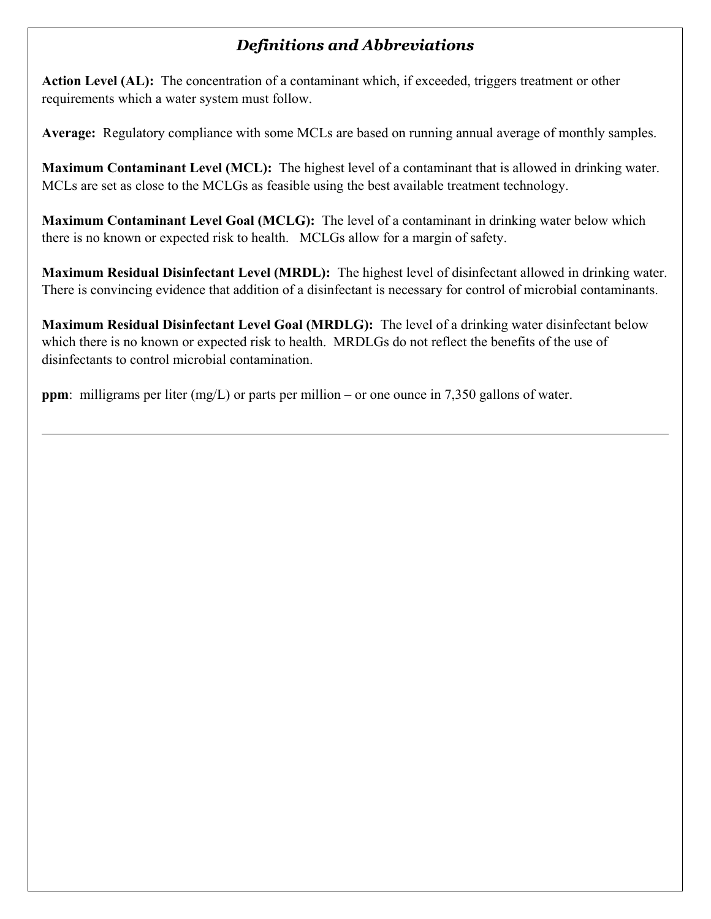## *Definitions and Abbreviations*

**Action Level (AL):** The concentration of a contaminant which, if exceeded, triggers treatment or other requirements which a water system must follow.

**Average:** Regulatory compliance with some MCLs are based on running annual average of monthly samples.

**Maximum Contaminant Level (MCL):** The highest level of a contaminant that is allowed in drinking water. MCLs are set as close to the MCLGs as feasible using the best available treatment technology.

**Maximum Contaminant Level Goal (MCLG):** The level of a contaminant in drinking water below which there is no known or expected risk to health. MCLGs allow for a margin of safety.

**Maximum Residual Disinfectant Level (MRDL):** The highest level of disinfectant allowed in drinking water. There is convincing evidence that addition of a disinfectant is necessary for control of microbial contaminants.

**Maximum Residual Disinfectant Level Goal (MRDLG):** The level of a drinking water disinfectant below which there is no known or expected risk to health. MRDLGs do not reflect the benefits of the use of disinfectants to control microbial contamination.

**ppm**: milligrams per liter (mg/L) or parts per million – or one ounce in 7,350 gallons of water.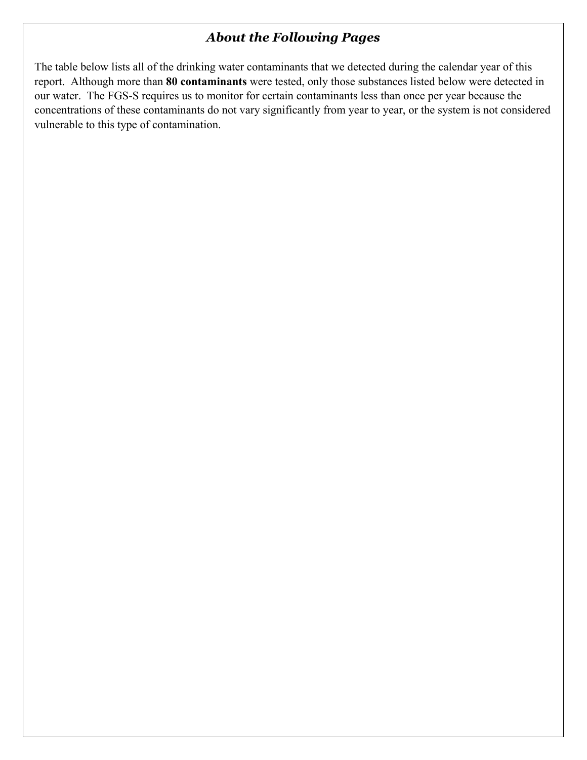## *About the Following Pages*

The table below lists all of the drinking water contaminants that we detected during the calendar year of this report. Although more than **80 contaminants** were tested, only those substances listed below were detected in our water. The FGS-S requires us to monitor for certain contaminants less than once per year because the concentrations of these contaminants do not vary significantly from year to year, or the system is not considered vulnerable to this type of contamination.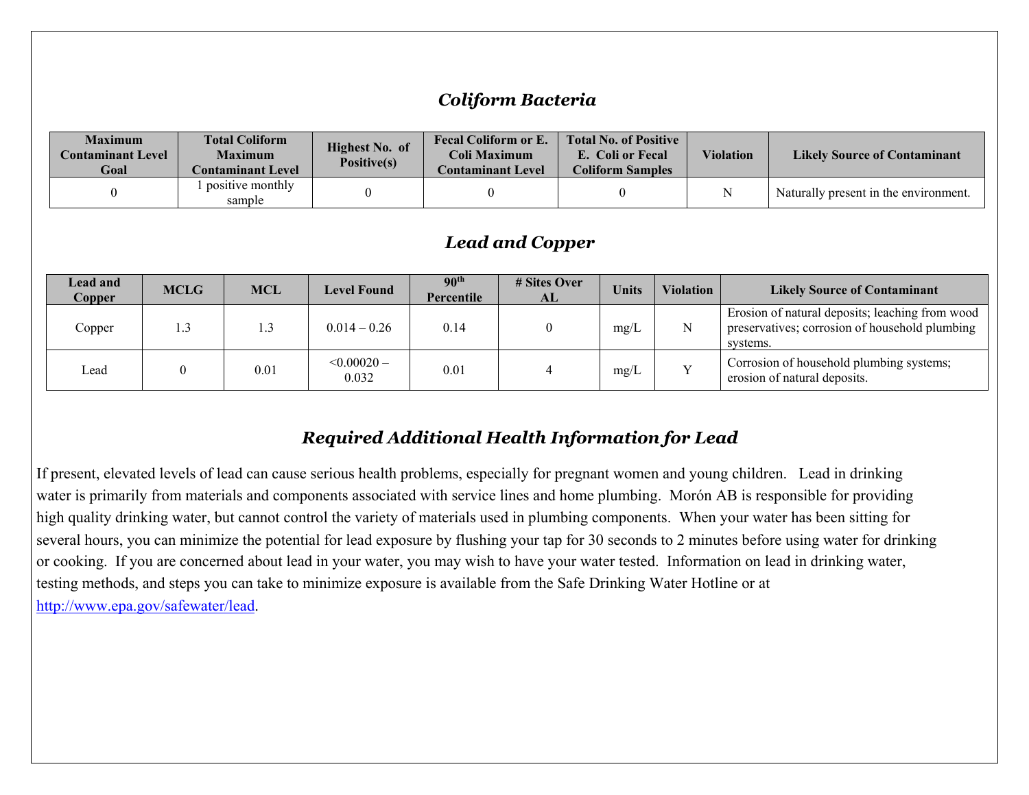## *Coliform Bacteria*

| Maximum Contaminant Level Goal | Total Coliform Maximum Contaminant Level | Highest No. of Positive(s) | Fecal Coliform or E. Coli Maximum Contaminant Level | Total No. of Positive E. Coli or Fecal Coliform Samples | Violation | Likely Source of Contaminant |
|---|---|---|---|---|---|---|
| 0 | 1 positive monthly sample | 0 | 0 | 0 | N | Naturally present in the environment. |

## *Lead and Copper*

| Lead and Copper | MCLG | MCL | Level Found | 90th Percentile | # Sites Over AL | Units | Violation | Likely Source of Contaminant |
|---|---|---|---|---|---|---|---|---|
| Copper | 1.3 | 1.3 | 0.014 – 0.26 | 0.14 | 0 | mg/L | N | Erosion of natural deposits; leaching from wood preservatives; corrosion of household plumbing systems. |
| Lead | 0 | 0.01 | <0.00020 – 0.032 | 0.01 | 4 | mg/L | Y | Corrosion of household plumbing systems; erosion of natural deposits. |

## *Required Additional Health Information for Lead*

If present, elevated levels of lead can cause serious health problems, especially for pregnant women and young children. Lead in drinking water is primarily from materials and components associated with service lines and home plumbing. Morón AB is responsible for providing high quality drinking water, but cannot control the variety of materials used in plumbing components. When your water has been sitting for several hours, you can minimize the potential for lead exposure by flushing your tap for 30 seconds to 2 minutes before using water for drinking or cooking. If you are concerned about lead in your water, you may wish to have your water tested. Information on lead in drinking water, testing methods, and steps you can take to minimize exposure is available from the Safe Drinking Water Hotline or at http://www.epa.gov/safewater/lead.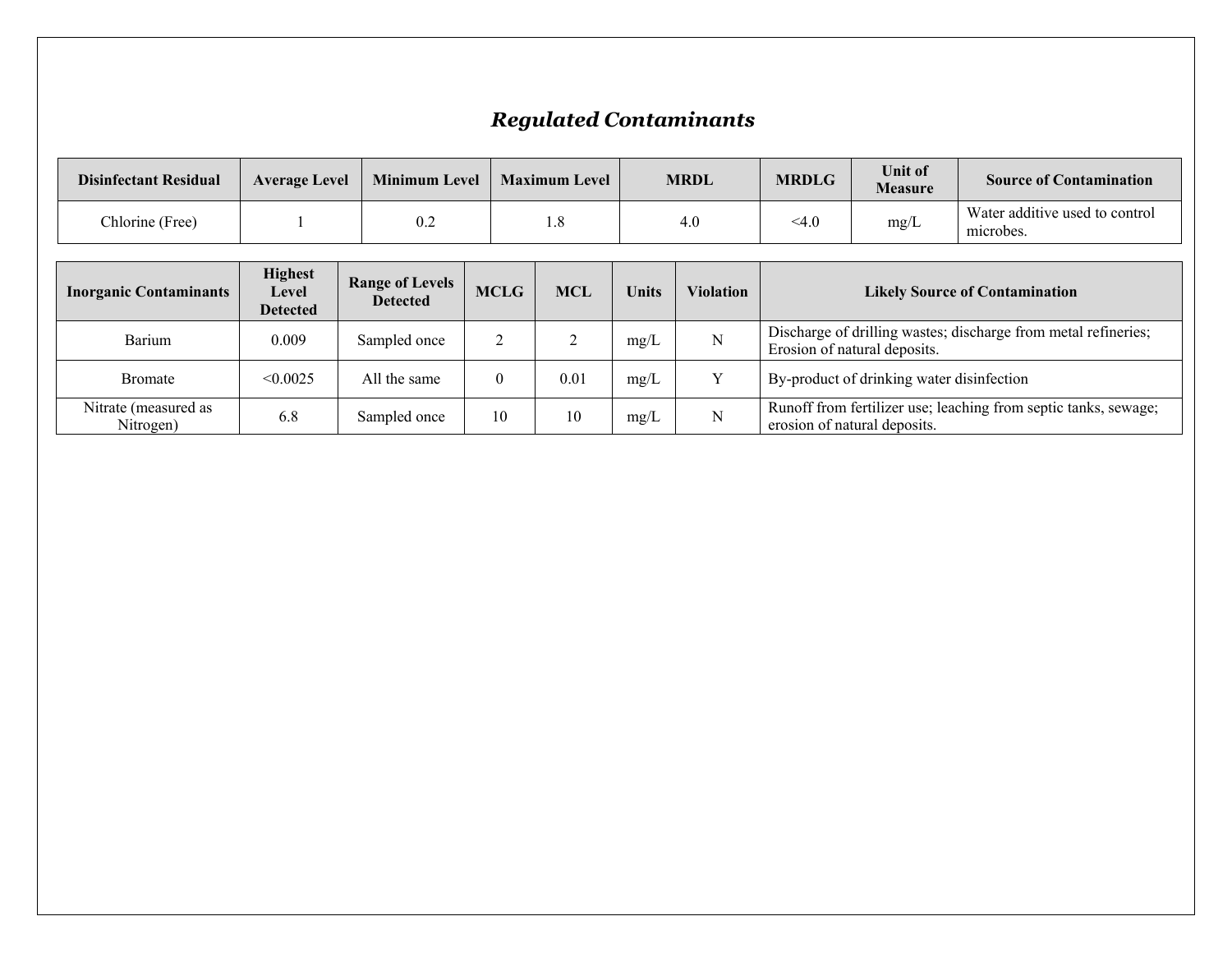## *Regulated Contaminants*

| Disinfectant Residual | Average Level | Minimum Level | Maximum Level | MRDL | MRDLG | Unit of Measure | Source of Contamination |
|---|---|---|---|---|---|---|---|
| Chlorine (Free) | 1 | 0.2 | 1.8 | 4.0 | <4.0 | mg/L | Water additive used to control microbes. |

| Inorganic Contaminants | Highest Level Detected | Range of Levels Detected | MCLG | MCL | Units | Violation | Likely Source of Contamination |
|---|---|---|---|---|---|---|---|
| Barium | 0.009 | Sampled once | 2 | 2 | mg/L | N | Discharge of drilling wastes; discharge from metal refineries; Erosion of natural deposits. |
| Bromate | <0.0025 | All the same | 0 | 0.01 | mg/L | Y | By-product of drinking water disinfection |
| Nitrate (measured as Nitrogen) | 6.8 | Sampled once | 10 | 10 | mg/L | N | Runoff from fertilizer use; leaching from septic tanks, sewage; erosion of natural deposits. |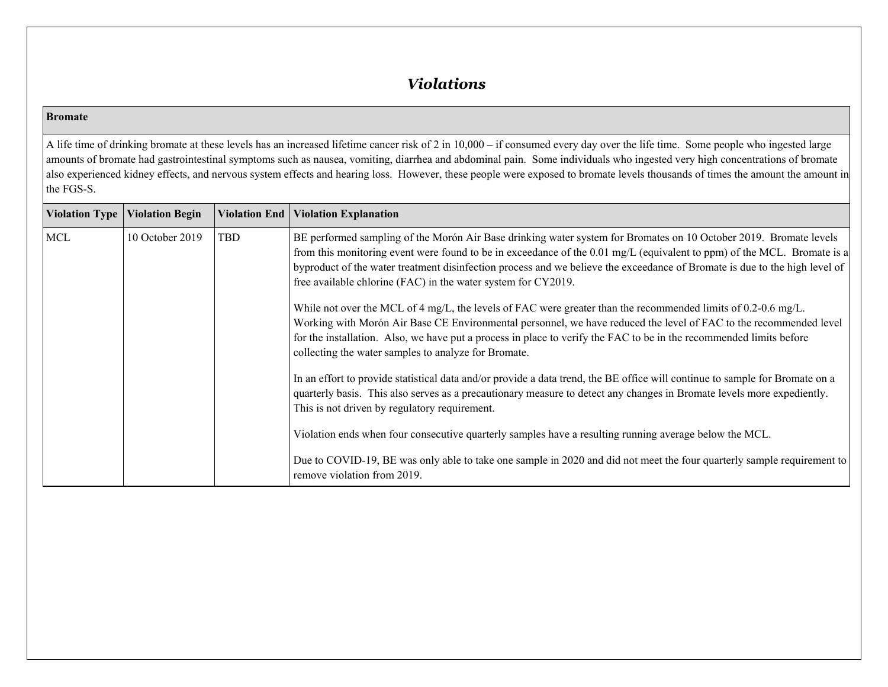# *Violations*

| **Bromate** | | | |
|---|---|---|---|
| A life time of drinking bromate at these levels has an increased lifetime cancer risk of 2 in 10,000 – if consumed every day over the life time. Some people who ingested large amounts of bromate had gastrointestinal symptoms such as nausea, vomiting, diarrhea and abdominal pain. Some individuals who ingested very high concentrations of bromate also experienced kidney effects, and nervous system effects and hearing loss. However, these people were exposed to bromate levels thousands of times the amount the amount in the FGS-S. | | | |
| **Violation Type** | **Violation Begin** | **Violation End** | **Violation Explanation** |
| MCL | 10 October 2019 | TBD | BE performed sampling of the Morón Air Base drinking water system for Bromates on 10 October 2019. Bromate levels from this monitoring event were found to be in exceedance of the 0.01 mg/L (equivalent to ppm) of the MCL. Bromate is a byproduct of the water treatment disinfection process and we believe the exceedance of Bromate is due to the high level of free available chlorine (FAC) in the water system for CY2019.<br><br>While not over the MCL of 4 mg/L, the levels of FAC were greater than the recommended limits of 0.2-0.6 mg/L. Working with Morón Air Base CE Environmental personnel, we have reduced the level of FAC to the recommended level for the installation. Also, we have put a process in place to verify the FAC to be in the recommended limits before collecting the water samples to analyze for Bromate.<br><br>In an effort to provide statistical data and/or provide a data trend, the BE office will continue to sample for Bromate on a quarterly basis. This also serves as a precautionary measure to detect any changes in Bromate levels more expediently. This is not driven by regulatory requirement.<br><br>Violation ends when four consecutive quarterly samples have a resulting running average below the MCL.<br><br>Due to COVID-19, BE was only able to take one sample in 2020 and did not meet the four quarterly sample requirement to remove violation from 2019. |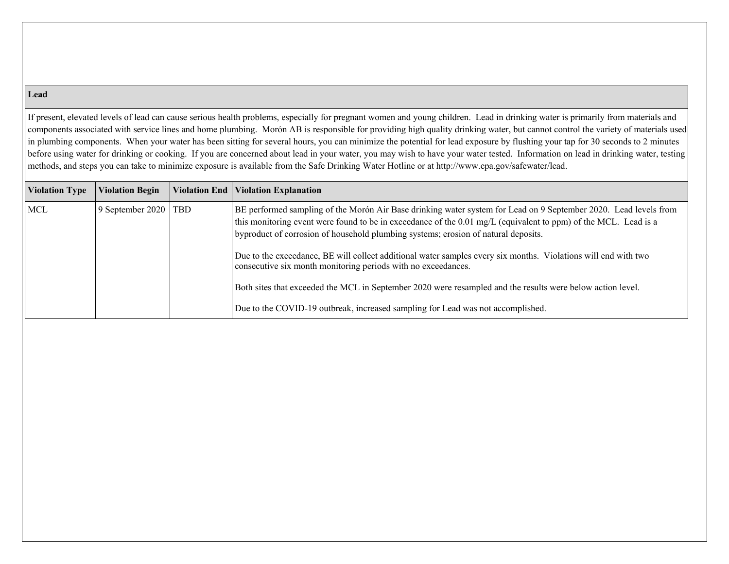**Lead**

If present, elevated levels of lead can cause serious health problems, especially for pregnant women and young children. Lead in drinking water is primarily from materials and components associated with service lines and home plumbing. Morón AB is responsible for providing high quality drinking water, but cannot control the variety of materials used in plumbing components. When your water has been sitting for several hours, you can minimize the potential for lead exposure by flushing your tap for 30 seconds to 2 minutes before using water for drinking or cooking. If you are concerned about lead in your water, you may wish to have your water tested. Information on lead in drinking water, testing methods, and steps you can take to minimize exposure is available from the Safe Drinking Water Hotline or at http://www.epa.gov/safewater/lead.

| Violation Type | Violation Begin | Violation End | Violation Explanation |
|---|---|---|---|
| MCL | 9 September 2020 | TBD | BE performed sampling of the Morón Air Base drinking water system for Lead on 9 September 2020. Lead levels from this monitoring event were found to be in exceedance of the 0.01 mg/L (equivalent to ppm) of the MCL. Lead is a byproduct of corrosion of household plumbing systems; erosion of natural deposits.<br><br>Due to the exceedance, BE will collect additional water samples every six months. Violations will end with two consecutive six month monitoring periods with no exceedances.<br><br>Both sites that exceeded the MCL in September 2020 were resampled and the results were below action level.<br><br>Due to the COVID-19 outbreak, increased sampling for Lead was not accomplished. |